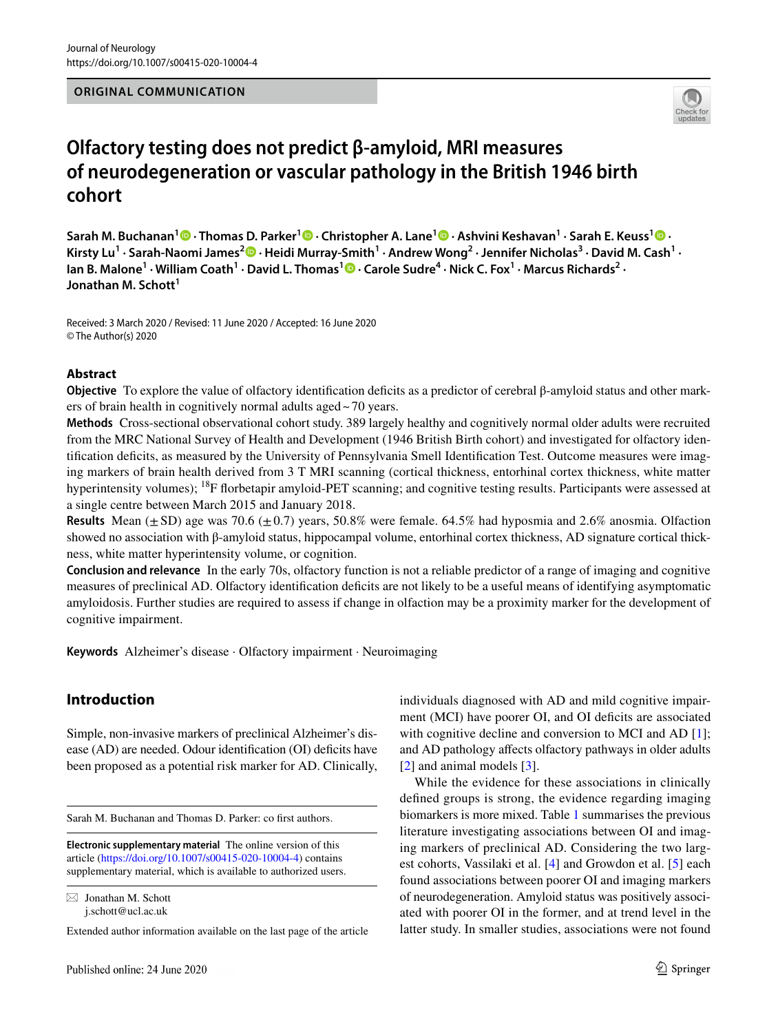ORIGINAL COMMUNICATION

# Olfactory testing does not predict β-amyloid, MRI measures of neurodegeneration or vascular pathology in the British 1946 birth cohort

**Sarah M. Buchanan[1] · Thomas D. Parker[1] · Christopher A. Lane[1] · Ashvini Keshavan[1] · Sarah E. Keuss[1] · Kirsty Lu[1] · Sarah-Naomi James[2] · Heidi Murray-Smith[1] · Andrew Wong[2] · Jennifer Nicholas[3] · David M. Cash[1] · Ian B. Malone[1] · William Coath[1] · David L. Thomas[1] · Carole Sudre[4] · Nick C. Fox[1] · Marcus Richards[2] · Jonathan M. Schott[1]**

Received: 3 March 2020 / Revised: 11 June 2020 / Accepted: 16 June 2020
© The Author(s) 2020

## Abstract

**Objective** To explore the value of olfactory identification deficits as a predictor of cerebral β-amyloid status and other markers of brain health in cognitively normal adults aged ~70 years.

**Methods** Cross-sectional observational cohort study. 389 largely healthy and cognitively normal older adults were recruited from the MRC National Survey of Health and Development (1946 British Birth cohort) and investigated for olfactory identification deficits, as measured by the University of Pennsylvania Smell Identification Test. Outcome measures were imaging markers of brain health derived from 3 T MRI scanning (cortical thickness, entorhinal cortex thickness, white matter hyperintensity volumes); $^{18}$F florbetapir amyloid-PET scanning; and cognitive testing results. Participants were assessed at a single centre between March 2015 and January 2018.

**Results** Mean (±SD) age was 70.6 (±0.7) years, 50.8% were female. 64.5% had hyposmia and 2.6% anosmia. Olfaction showed no association with β-amyloid status, hippocampal volume, entorhinal cortex thickness, AD signature cortical thickness, white matter hyperintensity volume, or cognition.

**Conclusion and relevance** In the early 70s, olfactory function is not a reliable predictor of a range of imaging and cognitive measures of preclinical AD. Olfactory identification deficits are not likely to be a useful means of identifying asymptomatic amyloidosis. Further studies are required to assess if change in olfaction may be a proximity marker for the development of cognitive impairment.

**Keywords** Alzheimer's disease · Olfactory impairment · Neuroimaging

## Introduction

Simple, non-invasive markers of preclinical Alzheimer's disease (AD) are needed. Odour identification (OI) deficits have been proposed as a potential risk marker for AD. Clinically, individuals diagnosed with AD and mild cognitive impairment (MCI) have poorer OI, and OI deficits are associated with cognitive decline and conversion to MCI and AD [1]; and AD pathology affects olfactory pathways in older adults [2] and animal models [3].

While the evidence for these associations in clinically defined groups is strong, the evidence regarding imaging biomarkers is more mixed. Table 1 summarises the previous literature investigating associations between OI and imaging markers of preclinical AD. Considering the two largest cohorts, Vassilaki et al. [4] and Growdon et al. [5] each found associations between poorer OI and imaging markers of neurodegeneration. Amyloid status was positively associated with poorer OI in the former, and at trend level in the latter study. In smaller studies, associations were not found

Sarah M. Buchanan and Thomas D. Parker: co first authors.

**Electronic supplementary material** The online version of this article (https://doi.org/10.1007/s00415-020-10004-4) contains supplementary material, which is available to authorized users.

✉ Jonathan M. Schott
j.schott@ucl.ac.uk

Extended author information available on the last page of the article

Published online: 24 June 2020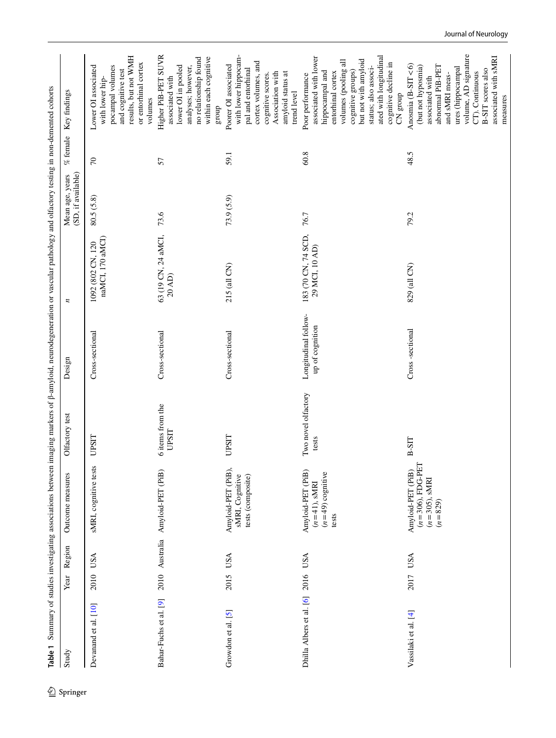**Table 1** Summary of studies investigating associations between imaging markers of β-amyloid, neurodegeneration or vascular pathology and olfactory testing in non-demented cohorts

| Study | Year | Region | Outcome measures | Olfactory test | Design | n | Mean age, years (SD, if available) | % female | Key findings |
|---|---|---|---|---|---|---|---|---|---|
| Devanand et al. [10] | 2010 | USA | sMRI, cognitive tests | UPSIT | Cross-sectional | 1092 (802 CN, 120 naMCI, 170 aMCI) | 80.5 (5.8) | 70 | Lower OI associated with lower hippocampal volumes and cognitive test results, but not WMH or entorhinal cortex volumes |
| Bahar-Fuchs et al. [9] | 2010 | Australia | Amyloid-PET (PiB) | 6 items from the UPSIT | Cross-sectional | 63 (19 CN, 24 aMCI, 20 AD) | 73.6 | 57 | Higher PiB-PET SUVR associated with lower OI in pooled analyses; however, no relationship found within each cognitive group |
| Growdon et al. [5] | 2015 | USA | Amyloid-PET (PiB), sMRI, Cognitive tests (composite) | UPSIT | Cross-sectional | 215 (all CN) | 73.9 (5.9) | 59.1 | Poorer OI associated with lower hippocampal and entorhinal cortex volumes, and cognitive scores. Association with amyloid status at trend level |
| Dhilla Albers et al. [6] | 2016 | USA | Amyloid-PET (PiB) ($n=41$), sMRI ($n=49$) cognitive tests | Two novel olfactory tests | Longitudinal follow-up of cognition | 183 (70 CN, 74 SCD, 29 MCI, 10 AD) | 76.7 | 60.8 | Poor performance associated with lower hippocampal and entorhinal cortex volumes (pooling all cognitive groups) but not with amyloid status; also associated with longitudinal cognitive decline in CN group |
| Vassilaki et al. [4] | 2017 | USA | Amyloid-PET (PiB) ($n=306$), FDG-PET ($n=305$), sMRI ($n=829$) | B-SIT | Cross -sectional | 829 (all CN) | 79.2 | 48.5 | Anosmia (B-SIT < 6) (but not hyposmia) associated with abnormal PiB-PET and sMRI measures (hippocampal volume, AD signature CT). Continuous B-SIT scores also associated with sMRI measures |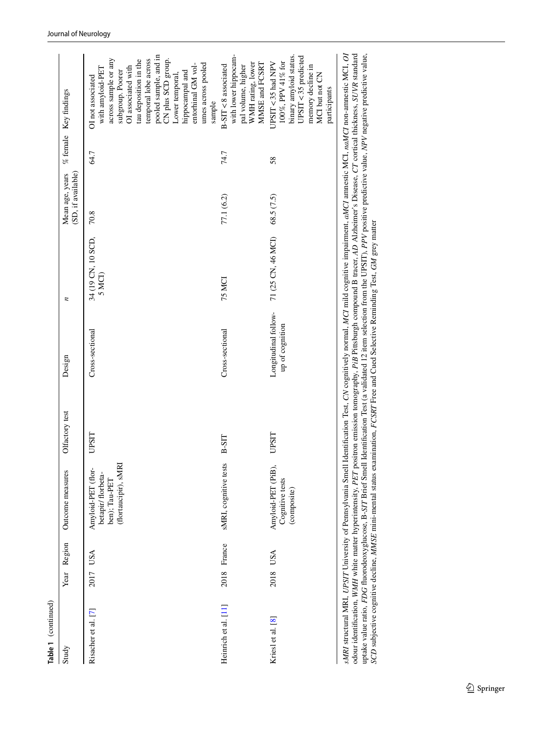**Table 1** (continued)

| Study | Year | Region | Outcome measures | Olfactory test | Design | n | Mean age, years (SD, if available) | % female | Key findings |
|---|---|---|---|---|---|---|---|---|---|
| Risacher et al. [7] | 2017 | USA | Amyloid-PET (florbetapir/florbetaben); Tau-PET (flortaucipir), sMRI | UPSIT | Cross-sectional | 34 (19 CN, 10 SCD, 5 MCI) | 70.8 | 64.7 | OI not associated with amyloid-PET across sample or any subgroup. Poorer OI associated with tau deposition in the temporal lobe across pooled sample, and in CN plus SCD group. Lower temporal, hippocampal and entorhinal GM volumes across pooled sample |
| Heinrich et al. [11] | 2018 | France | sMRI, cognitive tests | B-SIT | Cross-sectional | 75 MCI | 77.1 (6.2) | 74.7 | B-SIT <8 associated with lower hippocampal volume, higher WMH rating, lower MMSE and FCSRT |
| Kriesl et al. [8] | 2018 | USA | Amyloid-PET (PiB), Cognitive tests (composite) | UPSIT | Longitudinal follow-up of cognition | 71 (25 CN, 46 MCI) | 68.5 (7.5) | 58 | UPSIT <35 had NPV 100%, PPV 41% for binary amyloid status. UPSIT <35 predicted memory decline in MCI but not CN participants |

*sMRI* structural MRI, *UPSIT* University of Pennsylvania Smell Identification Test, *CN* cognitively normal, *MCI* mild cognitive impairment, *aMCI* amnestic MCI, *naMCI* non-amnestic MCI, *OI* odour identification, *WMH* white matter hyperintensity, *PET* positron emission tomography, *PiB* Pittsburgh compound B tracer, *AD* Alzheimer's Disease, *CT* cortical thickness, *SUVR* standard uptake value ratio, *FDG* fluorodeoxyglucose, *B-SIT* Brief Smell Identification Test (a validated 12 item selection from the UPSIT), *PPV* positive predictive value, *NPV* negative predictive value, *SCD* subjective cognitive decline, *MMSE* mini-mental status examination, *FCSRT* Free and Cued Selective Reminding Test, *GM* grey matter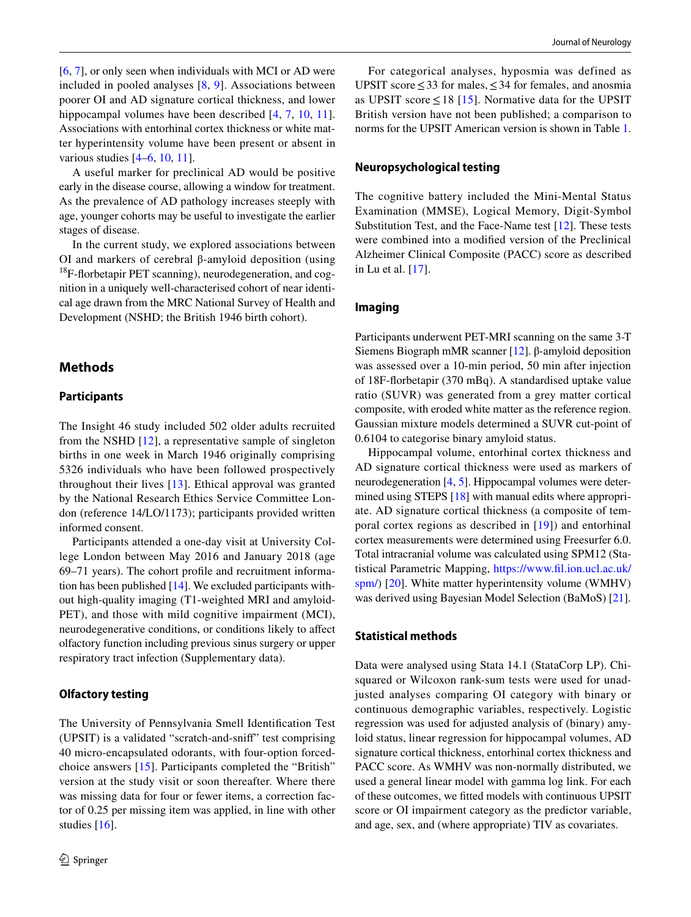[6, 7], or only seen when individuals with MCI or AD were included in pooled analyses [8, 9]. Associations between poorer OI and AD signature cortical thickness, and lower hippocampal volumes have been described [4, 7, 10, 11]. Associations with entorhinal cortex thickness or white matter hyperintensity volume have been present or absent in various studies [4–6, 10, 11].

A useful marker for preclinical AD would be positive early in the disease course, allowing a window for treatment. As the prevalence of AD pathology increases steeply with age, younger cohorts may be useful to investigate the earlier stages of disease.

In the current study, we explored associations between OI and markers of cerebral β-amyloid deposition (using $^{18}$F-florbetapir PET scanning), neurodegeneration, and cognition in a uniquely well-characterised cohort of near identical age drawn from the MRC National Survey of Health and Development (NSHD; the British 1946 birth cohort).

## Methods

### Participants

The Insight 46 study included 502 older adults recruited from the NSHD [12], a representative sample of singleton births in one week in March 1946 originally comprising 5326 individuals who have been followed prospectively throughout their lives [13]. Ethical approval was granted by the National Research Ethics Service Committee London (reference 14/LO/1173); participants provided written informed consent.

Participants attended a one-day visit at University College London between May 2016 and January 2018 (age 69–71 years). The cohort profile and recruitment information has been published [14]. We excluded participants without high-quality imaging (T1-weighted MRI and amyloid-PET), and those with mild cognitive impairment (MCI), neurodegenerative conditions, or conditions likely to affect olfactory function including previous sinus surgery or upper respiratory tract infection (Supplementary data).

### Olfactory testing

The University of Pennsylvania Smell Identification Test (UPSIT) is a validated "scratch-and-sniff" test comprising 40 micro-encapsulated odorants, with four-option forced-choice answers [15]. Participants completed the "British" version at the study visit or soon thereafter. Where there was missing data for four or fewer items, a correction factor of 0.25 per missing item was applied, in line with other studies [16].

For categorical analyses, hyposmia was defined as UPSIT score ≤ 33 for males, ≤ 34 for females, and anosmia as UPSIT score ≤ 18 [15]. Normative data for the UPSIT British version have not been published; a comparison to norms for the UPSIT American version is shown in Table 1.

### Neuropsychological testing

The cognitive battery included the Mini-Mental Status Examination (MMSE), Logical Memory, Digit-Symbol Substitution Test, and the Face-Name test [12]. These tests were combined into a modified version of the Preclinical Alzheimer Clinical Composite (PACC) score as described in Lu et al. [17].

### Imaging

Participants underwent PET-MRI scanning on the same 3-T Siemens Biograph mMR scanner [12]. β-amyloid deposition was assessed over a 10-min period, 50 min after injection of 18F-florbetapir (370 mBq). A standardised uptake value ratio (SUVR) was generated from a grey matter cortical composite, with eroded white matter as the reference region. Gaussian mixture models determined a SUVR cut-point of 0.6104 to categorise binary amyloid status.

Hippocampal volume, entorhinal cortex thickness and AD signature cortical thickness were used as markers of neurodegeneration [4, 5]. Hippocampal volumes were determined using STEPS [18] with manual edits where appropriate. AD signature cortical thickness (a composite of temporal cortex regions as described in [19]) and entorhinal cortex measurements were determined using Freesurfer 6.0. Total intracranial volume was calculated using SPM12 (Statistical Parametric Mapping, https://www.fil.ion.ucl.ac.uk/spm/) [20]. White matter hyperintensity volume (WMHV) was derived using Bayesian Model Selection (BaMoS) [21].

### Statistical methods

Data were analysed using Stata 14.1 (StataCorp LP). Chi-squared or Wilcoxon rank-sum tests were used for unadjusted analyses comparing OI category with binary or continuous demographic variables, respectively. Logistic regression was used for adjusted analysis of (binary) amyloid status, linear regression for hippocampal volumes, AD signature cortical thickness, entorhinal cortex thickness and PACC score. As WMHV was non-normally distributed, we used a general linear model with gamma log link. For each of these outcomes, we fitted models with continuous UPSIT score or OI impairment category as the predictor variable, and age, sex, and (where appropriate) TIV as covariates.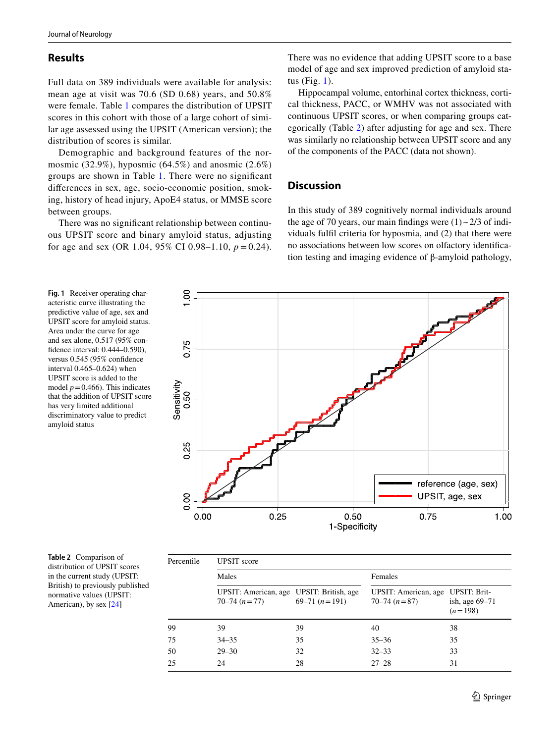## Results

Full data on 389 individuals were available for analysis: mean age at visit was 70.6 (SD 0.68) years, and 50.8% were female. Table 1 compares the distribution of UPSIT scores in this cohort with those of a large cohort of similar age assessed using the UPSIT (American version); the distribution of scores is similar.

Demographic and background features of the normosmic (32.9%), hyposmic (64.5%) and anosmic (2.6%) groups are shown in Table 1. There were no significant differences in sex, age, socio-economic position, smoking, history of head injury, ApoE4 status, or MMSE score between groups.

There was no significant relationship between continuous UPSIT score and binary amyloid status, adjusting for age and sex (OR 1.04, 95% CI 0.98–1.10, $p = 0.24$). There was no evidence that adding UPSIT score to a base model of age and sex improved prediction of amyloid status (Fig. 1).

Hippocampal volume, entorhinal cortex thickness, cortical thickness, PACC, or WMHV was not associated with continuous UPSIT scores, or when comparing groups categorically (Table 2) after adjusting for age and sex. There was similarly no relationship between UPSIT score and any of the components of the PACC (data not shown).

## Discussion

In this study of 389 cognitively normal individuals around the age of 70 years, our main findings were (1) ~ 2/3 of individuals fulfil criteria for hyposmia, and (2) that there were no associations between low scores on olfactory identification testing and imaging evidence of β-amyloid pathology,

**Fig. 1** Receiver operating characteristic curve illustrating the predictive value of age, sex and UPSIT score for amyloid status. Area under the curve for age and sex alone, 0.517 (95% confidence interval: 0.444–0.590), versus 0.545 (95% confidence interval 0.465–0.624) when UPSIT score is added to the model $p = 0.466$). This indicates that the addition of UPSIT score has very limited additional discriminatory value to predict amyloid status

**Table 2** Comparison of distribution of UPSIT scores in the current study (UPSIT: British) to previously published normative values (UPSIT: American), by sex [24]

| Percentile | UPSIT score | | | |
|---|---|---|---|---|
| | Males | | Females | |
| | UPSIT: American, age 70–74 ($n = 77$) | UPSIT: British, age 69–71 ($n = 191$) | UPSIT: American, age 70–74 ($n = 87$) | UPSIT: British, age 69–71 ($n = 198$) |
| 99 | 39 | 39 | 40 | 38 |
| 75 | 34–35 | 35 | 35–36 | 35 |
| 50 | 29–30 | 32 | 32–33 | 33 |
| 25 | 24 | 28 | 27–28 | 31 |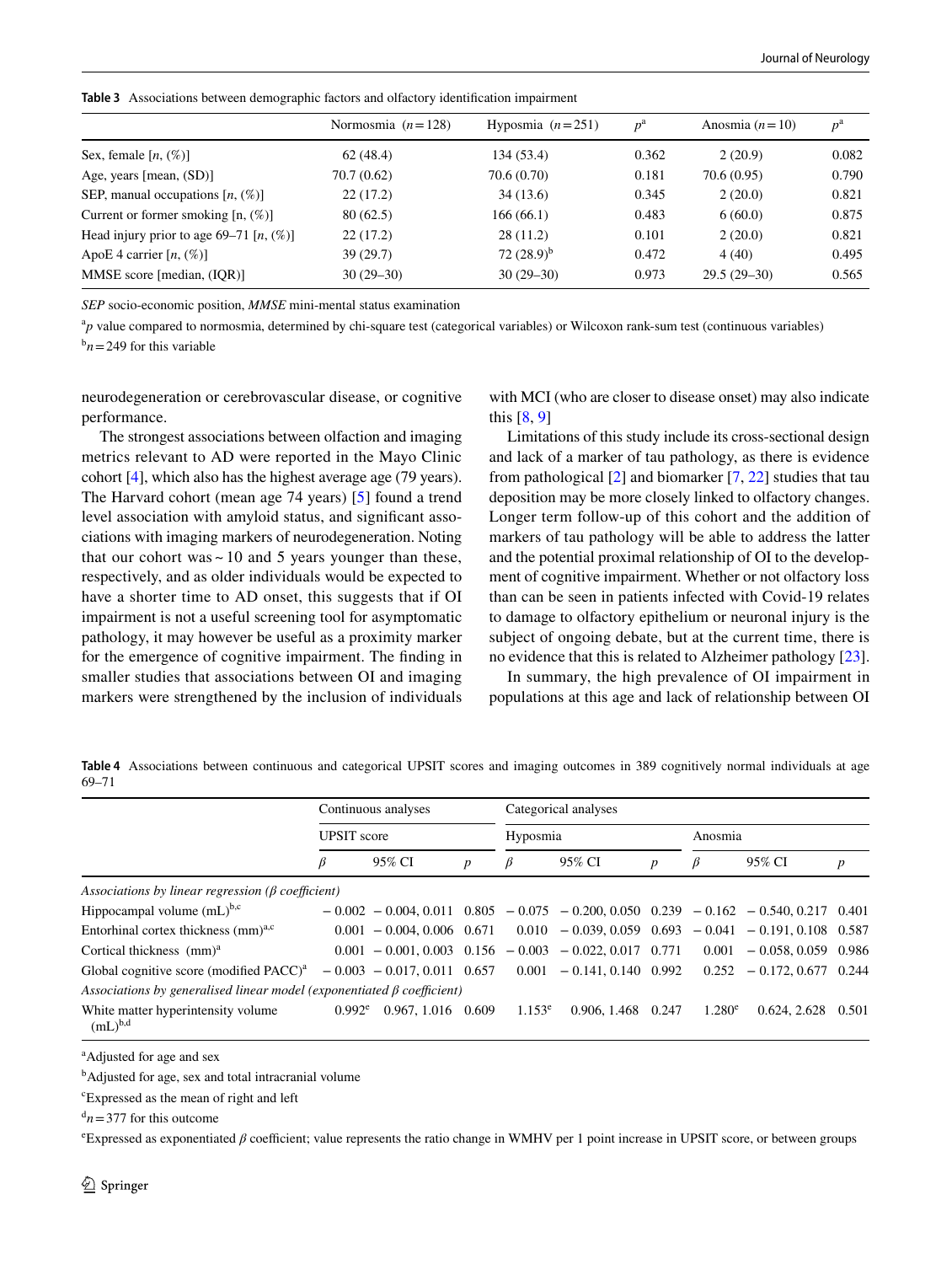**Table 3** Associations between demographic factors and olfactory identification impairment

| | Normosmia (n = 128) | Hyposmia (n = 251) | $p$[a] | Anosmia (n = 10) | $p$[a] |
|---|---|---|---|---|---|
| Sex, female [n, (%)] | 62 (48.4) | 134 (53.4) | 0.362 | 2 (20.9) | 0.082 |
| Age, years [mean, (SD)] | 70.7 (0.62) | 70.6 (0.70) | 0.181 | 70.6 (0.95) | 0.790 |
| SEP, manual occupations [n, (%)] | 22 (17.2) | 34 (13.6) | 0.345 | 2 (20.0) | 0.821 |
| Current or former smoking [n, (%)] | 80 (62.5) | 166 (66.1) | 0.483 | 6 (60.0) | 0.875 |
| Head injury prior to age 69–71 [n, (%)] | 22 (17.2) | 28 (11.2) | 0.101 | 2 (20.0) | 0.821 |
| ApoE 4 carrier [n, (%)] | 39 (29.7) | 72 (28.9)[b] | 0.472 | 4 (40) | 0.495 |
| MMSE score [median, (IQR)] | 30 (29–30) | 30 (29–30) | 0.973 | 29.5 (29–30) | 0.565 |

*SEP* socio-economic position, *MMSE* mini-mental status examination

[a] $p$ value compared to normosmia, determined by chi-square test (categorical variables) or Wilcoxon rank-sum test (continuous variables)

[b] $n = 249$ for this variable

neurodegeneration or cerebrovascular disease, or cognitive performance.

The strongest associations between olfaction and imaging metrics relevant to AD were reported in the Mayo Clinic cohort [4], which also has the highest average age (79 years). The Harvard cohort (mean age 74 years) [5] found a trend level association with amyloid status, and significant associations with imaging markers of neurodegeneration. Noting that our cohort was ~ 10 and 5 years younger than these, respectively, and as older individuals would be expected to have a shorter time to AD onset, this suggests that if OI impairment is not a useful screening tool for asymptomatic pathology, it may however be useful as a proximity marker for the emergence of cognitive impairment. The finding in smaller studies that associations between OI and imaging markers were strengthened by the inclusion of individuals with MCI (who are closer to disease onset) may also indicate this [8, 9]

Limitations of this study include its cross-sectional design and lack of a marker of tau pathology, as there is evidence from pathological [2] and biomarker [7, 22] studies that tau deposition may be more closely linked to olfactory changes. Longer term follow-up of this cohort and the addition of markers of tau pathology will be able to address the latter and the potential proximal relationship of OI to the development of cognitive impairment. Whether or not olfactory loss than can be seen in patients infected with Covid-19 relates to damage to olfactory epithelium or neuronal injury is the subject of ongoing debate, but at the current time, there is no evidence that this is related to Alzheimer pathology [23].

In summary, the high prevalence of OI impairment in populations at this age and lack of relationship between OI

**Table 4** Associations between continuous and categorical UPSIT scores and imaging outcomes in 389 cognitively normal individuals at age 69–71

| | Continuous analyses | | | Categorical analyses | | | | | |
|---|---|---|---|---|---|---|---|---|---|
| | UPSIT score | | | Hyposmia | | | Anosmia | | |
| | $\beta$ | 95% CI | $p$ | $\beta$ | 95% CI | $p$ | $\beta$ | 95% CI | $p$ |
| *Associations by linear regression (β coefficient)* | | | | | | | | | |
| Hippocampal volume (mL)[b,c] | − 0.002 | − 0.004, 0.011 | 0.805 | − 0.075 | − 0.200, 0.050 | 0.239 | − 0.162 | − 0.540, 0.217 | 0.401 |
| Entorhinal cortex thickness (mm)[a,c] | 0.001 | − 0.004, 0.006 | 0.671 | 0.010 | − 0.039, 0.059 | 0.693 | − 0.041 | − 0.191, 0.108 | 0.587 |
| Cortical thickness (mm)[a] | 0.001 | − 0.001, 0.003 | 0.156 | − 0.003 | − 0.022, 0.017 | 0.771 | 0.001 | − 0.058, 0.059 | 0.986 |
| Global cognitive score (modified PACC)[a] | − 0.003 | − 0.017, 0.011 | 0.657 | 0.001 | − 0.141, 0.140 | 0.992 | 0.252 | − 0.172, 0.677 | 0.244 |
| *Associations by generalised linear model (exponentiated β coefficient)* | | | | | | | | | |
| White matter hyperintensity volume (mL)[b,d] | 0.992[e] | 0.967, 1.016 | 0.609 | 1.153[e] | 0.906, 1.468 | 0.247 | 1.280[e] | 0.624, 2.628 | 0.501 |

[a] Adjusted for age and sex

[b] Adjusted for age, sex and total intracranial volume

[c] Expressed as the mean of right and left

[d] $n = 377$ for this outcome

[e] Expressed as exponentiated $\beta$ coefficient; value represents the ratio change in WMHV per 1 point increase in UPSIT score, or between groups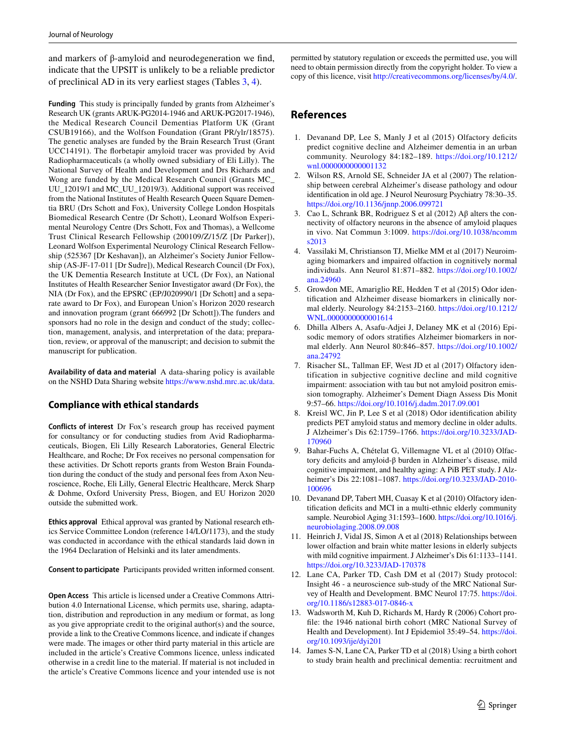and markers of β-amyloid and neurodegeneration we find, indicate that the UPSIT is unlikely to be a reliable predictor of preclinical AD in its very earliest stages (Tables 3, 4).

**Funding** This study is principally funded by grants from Alzheimer's Research UK (grants ARUK-PG2014-1946 and ARUK-PG2017-1946), the Medical Research Council Dementias Platform UK (Grant CSUB19166), and the Wolfson Foundation (Grant PR/ylr/18575). The genetic analyses are funded by the Brain Research Trust (Grant UCC14191). The florbetapir amyloid tracer was provided by Avid Radiopharmaceuticals (a wholly owned subsidiary of Eli Lilly). The National Survey of Health and Development and Drs Richards and Wong are funded by the Medical Research Council (Grants MC_UU_12019/1 and MC_UU_12019/3). Additional support was received from the National Institutes of Health Research Queen Square Dementia BRU (Drs Schott and Fox), University College London Hospitals Biomedical Research Centre (Dr Schott), Leonard Wolfson Experimental Neurology Centre (Drs Schott, Fox and Thomas), a Wellcome Trust Clinical Research Fellowship (200109/Z/15/Z [Dr Parker]), Leonard Wolfson Experimental Neurology Clinical Research Fellowship (525367 [Dr Keshavan]), an Alzheimer's Society Junior Fellowship (AS-JF-17-011 [Dr Sudre]), Medical Research Council (Dr Fox), the UK Dementia Research Institute at UCL (Dr Fox), an National Institutes of Health Researcher Senior Investigator award (Dr Fox), the NIA (Dr Fox), and the EPSRC (EP/J020990/1 [Dr Schott] and a separate award to Dr Fox), and European Union's Horizon 2020 research and innovation program (grant 666992 [Dr Schott]).The funders and sponsors had no role in the design and conduct of the study; collection, management, analysis, and interpretation of the data; preparation, review, or approval of the manuscript; and decision to submit the manuscript for publication.

**Availability of data and material** A data-sharing policy is available on the NSHD Data Sharing website https://www.nshd.mrc.ac.uk/data.

## Compliance with ethical standards

**Conflicts of interest** Dr Fox's research group has received payment for consultancy or for conducting studies from Avid Radiopharmaceuticals, Biogen, Eli Lilly Research Laboratories, General Electric Healthcare, and Roche; Dr Fox receives no personal compensation for these activities. Dr Schott reports grants from Weston Brain Foundation during the conduct of the study and personal fees from Axon Neuroscience, Roche, Eli Lilly, General Electric Healthcare, Merck Sharp & Dohme, Oxford University Press, Biogen, and EU Horizon 2020 outside the submitted work.

**Ethics approval** Ethical approval was granted by National research ethics Service Committee London (reference 14/LO/1173), and the study was conducted in accordance with the ethical standards laid down in the 1964 Declaration of Helsinki and its later amendments.

**Consent to participate** Participants provided written informed consent.

**Open Access** This article is licensed under a Creative Commons Attribution 4.0 International License, which permits use, sharing, adaptation, distribution and reproduction in any medium or format, as long as you give appropriate credit to the original author(s) and the source, provide a link to the Creative Commons licence, and indicate if changes were made. The images or other third party material in this article are included in the article's Creative Commons licence, unless indicated otherwise in a credit line to the material. If material is not included in the article's Creative Commons licence and your intended use is not permitted by statutory regulation or exceeds the permitted use, you will need to obtain permission directly from the copyright holder. To view a copy of this licence, visit http://creativecommons.org/licenses/by/4.0/.

## References

1. Devanand DP, Lee S, Manly J et al (2015) Olfactory deficits predict cognitive decline and Alzheimer dementia in an urban community. Neurology 84:182–189. https://doi.org/10.1212/wnl.0000000000001132
2. Wilson RS, Arnold SE, Schneider JA et al (2007) The relationship between cerebral Alzheimer's disease pathology and odour identification in old age. J Neurol Neurosurg Psychiatry 78:30–35. https://doi.org/10.1136/jnnp.2006.099721
3. Cao L, Schrank BR, Rodriguez S et al (2012) Aβ alters the connectivity of olfactory neurons in the absence of amyloid plaques in vivo. Nat Commun 3:1009. https://doi.org/10.1038/ncomms2013
4. Vassilaki M, Christianson TJ, Mielke MM et al (2017) Neuroimaging biomarkers and impaired olfaction in cognitively normal individuals. Ann Neurol 81:871–882. https://doi.org/10.1002/ana.24960
5. Growdon ME, Amariglio RE, Hedden T et al (2015) Odor identification and Alzheimer disease biomarkers in clinically normal elderly. Neurology 84:2153–2160. https://doi.org/10.1212/WNL.0000000000001614
6. Dhilla Albers A, Asafu-Adjei J, Delaney MK et al (2016) Episodic memory of odors stratifies Alzheimer biomarkers in normal elderly. Ann Neurol 80:846–857. https://doi.org/10.1002/ana.24792
7. Risacher SL, Tallman EF, West JD et al (2017) Olfactory identification in subjective cognitive decline and mild cognitive impairment: association with tau but not amyloid positron emission tomography. Alzheimer's Dement Diagn Assess Dis Monit 9:57–66. https://doi.org/10.1016/j.dadm.2017.09.001
8. Kreisl WC, Jin P, Lee S et al (2018) Odor identification ability predicts PET amyloid status and memory decline in older adults. J Alzheimer's Dis 62:1759–1766. https://doi.org/10.3233/JAD-170960
9. Bahar-Fuchs A, Chételat G, Villemagne VL et al (2010) Olfactory deficits and amyloid-β burden in Alzheimer's disease, mild cognitive impairment, and healthy aging: A PiB PET study. J Alzheimer's Dis 22:1081–1087. https://doi.org/10.3233/JAD-2010-100696
10. Devanand DP, Tabert MH, Cuasay K et al (2010) Olfactory identification deficits and MCI in a multi-ethnic elderly community sample. Neurobiol Aging 31:1593–1600. https://doi.org/10.1016/j.neurobiolaging.2008.09.008
11. Heinrich J, Vidal JS, Simon A et al (2018) Relationships between lower olfaction and brain white matter lesions in elderly subjects with mild cognitive impairment. J Alzheimer's Dis 61:1133–1141. https://doi.org/10.3233/JAD-170378
12. Lane CA, Parker TD, Cash DM et al (2017) Study protocol: Insight 46 - a neuroscience sub-study of the MRC National Survey of Health and Development. BMC Neurol 17:75. https://doi.org/10.1186/s12883-017-0846-x
13. Wadsworth M, Kuh D, Richards M, Hardy R (2006) Cohort profile: the 1946 national birth cohort (MRC National Survey of Health and Development). Int J Epidemiol 35:49–54. https://doi.org/10.1093/ije/dyi201
14. James S-N, Lane CA, Parker TD et al (2018) Using a birth cohort to study brain health and preclinical dementia: recruitment and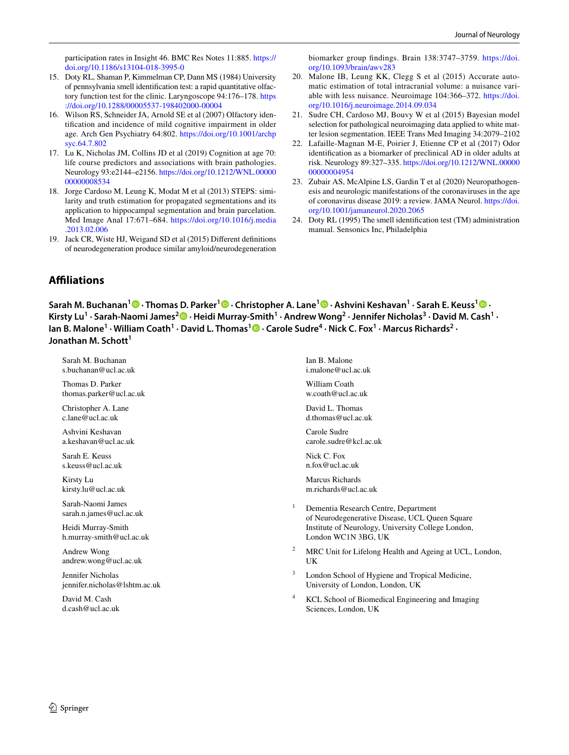participation rates in Insight 46. BMC Res Notes 11:885. https://doi.org/10.1186/s13104-018-3995-0

15. Doty RL, Shaman P, Kimmelman CP, Dann MS (1984) University of pennsylvania smell identification test: a rapid quantitative olfactory function test for the clinic. Laryngoscope 94:176–178. https://doi.org/10.1288/00005537-198402000-00004
16. Wilson RS, Schneider JA, Arnold SE et al (2007) Olfactory identification and incidence of mild cognitive impairment in older age. Arch Gen Psychiatry 64:802. https://doi.org/10.1001/archpsyc.64.7.802
17. Lu K, Nicholas JM, Collins JD et al (2019) Cognition at age 70: life course predictors and associations with brain pathologies. Neurology 93:e2144–e2156. https://doi.org/10.1212/WNL.0000000000008534
18. Jorge Cardoso M, Leung K, Modat M et al (2013) STEPS: similarity and truth estimation for propagated segmentations and its application to hippocampal segmentation and brain parcelation. Med Image Anal 17:671–684. https://doi.org/10.1016/j.media.2013.02.006
19. Jack CR, Wiste HJ, Weigand SD et al (2015) Different definitions of neurodegeneration produce similar amyloid/neurodegeneration biomarker group findings. Brain 138:3747–3759. https://doi.org/10.1093/brain/awv283
20. Malone IB, Leung KK, Clegg S et al (2015) Accurate automatic estimation of total intracranial volume: a nuisance variable with less nuisance. Neuroimage 104:366–372. https://doi.org/10.1016/j.neuroimage.2014.09.034
21. Sudre CH, Cardoso MJ, Bouvy W et al (2015) Bayesian model selection for pathological neuroimaging data applied to white matter lesion segmentation. IEEE Trans Med Imaging 34:2079–2102
22. Lafaille-Magnan M-E, Poirier J, Etienne CP et al (2017) Odor identification as a biomarker of preclinical AD in older adults at risk. Neurology 89:327–335. https://doi.org/10.1212/WNL.0000000000004954
23. Zubair AS, McAlpine LS, Gardin T et al (2020) Neuropathogenesis and neurologic manifestations of the coronaviruses in the age of coronavirus disease 2019: a review. JAMA Neurol. https://doi.org/10.1001/jamaneurol.2020.2065
24. Doty RL (1995) The smell identification test (TM) administration manual. Sensonics Inc, Philadelphia

## Affiliations

**Sarah M. Buchanan[1] · Thomas D. Parker[1] · Christopher A. Lane[1] · Ashvini Keshavan[1] · Sarah E. Keuss[1] · Kirsty Lu[1] · Sarah-Naomi James[2] · Heidi Murray-Smith[1] · Andrew Wong[2] · Jennifer Nicholas[3] · David M. Cash[1] · Ian B. Malone[1] · William Coath[1] · David L. Thomas[1] · Carole Sudre[4] · Nick C. Fox[1] · Marcus Richards[2] · Jonathan M. Schott[1]**

Sarah M. Buchanan
s.buchanan@ucl.ac.uk

Thomas D. Parker
thomas.parker@ucl.ac.uk

Christopher A. Lane
c.lane@ucl.ac.uk

Ashvini Keshavan
a.keshavan@ucl.ac.uk

Sarah E. Keuss
s.keuss@ucl.ac.uk

Kirsty Lu
kirsty.lu@ucl.ac.uk

Sarah-Naomi James
sarah.n.james@ucl.ac.uk

Heidi Murray-Smith
h.murray-smith@ucl.ac.uk

Andrew Wong
andrew.wong@ucl.ac.uk

Jennifer Nicholas
jennifer.nicholas@lshtm.ac.uk

David M. Cash
d.cash@ucl.ac.uk

Ian B. Malone
i.malone@ucl.ac.uk

William Coath
w.coath@ucl.ac.uk

David L. Thomas
d.thomas@ucl.ac.uk

Carole Sudre
carole.sudre@kcl.ac.uk

Nick C. Fox
n.fox@ucl.ac.uk

Marcus Richards
m.richards@ucl.ac.uk

[1] Dementia Research Centre, Department of Neurodegenerative Disease, UCL Queen Square Institute of Neurology, University College London, London WC1N 3BG, UK

[2] MRC Unit for Lifelong Health and Ageing at UCL, London, UK

[3] London School of Hygiene and Tropical Medicine, University of London, London, UK

[4] KCL School of Biomedical Engineering and Imaging Sciences, London, UK